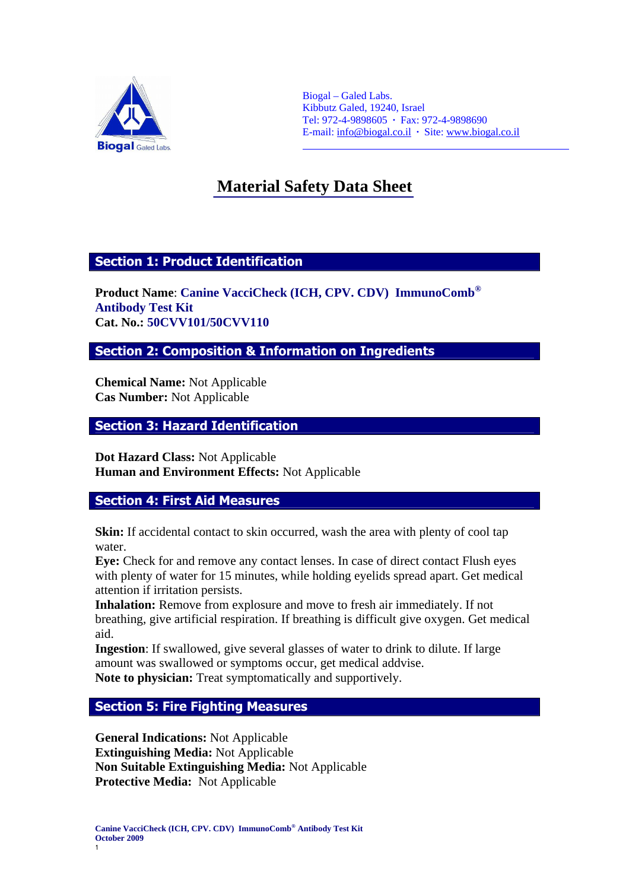Biogal – Galed Labs.
Kibbutz Galed, 19240, Israel
Tel: 972-4-9898605 · Fax: 972-4-9898690
E-mail: info@biogal.co.il · Site: www.biogal.co.il

# Material Safety Data Sheet

## Section 1: Product Identification

**Product Name**: **Canine VacciCheck (ICH, CPV. CDV) ImmunoComb® Antibody Test Kit**
**Cat. No.: 50CVV101/50CVV110**

## Section 2: Composition & Information on Ingredients

**Chemical Name:** Not Applicable
**Cas Number:** Not Applicable

## Section 3: Hazard Identification

**Dot Hazard Class:** Not Applicable
**Human and Environment Effects:** Not Applicable

## Section 4: First Aid Measures

**Skin:** If accidental contact to skin occurred, wash the area with plenty of cool tap water.
**Eye:** Check for and remove any contact lenses. In case of direct contact Flush eyes with plenty of water for 15 minutes, while holding eyelids spread apart. Get medical attention if irritation persists.
**Inhalation:** Remove from explosure and move to fresh air immediately. If not breathing, give artificial respiration. If breathing is difficult give oxygen. Get medical aid.
**Ingestion**: If swallowed, give several glasses of water to drink to dilute. If large amount was swallowed or symptoms occur, get medical addvise.
**Note to physician:** Treat symptomatically and supportively.

## Section 5: Fire Fighting Measures

**General Indications:** Not Applicable
**Extinguishing Media:** Not Applicable
**Non Suitable Extinguishing Media:** Not Applicable
**Protective Media:** Not Applicable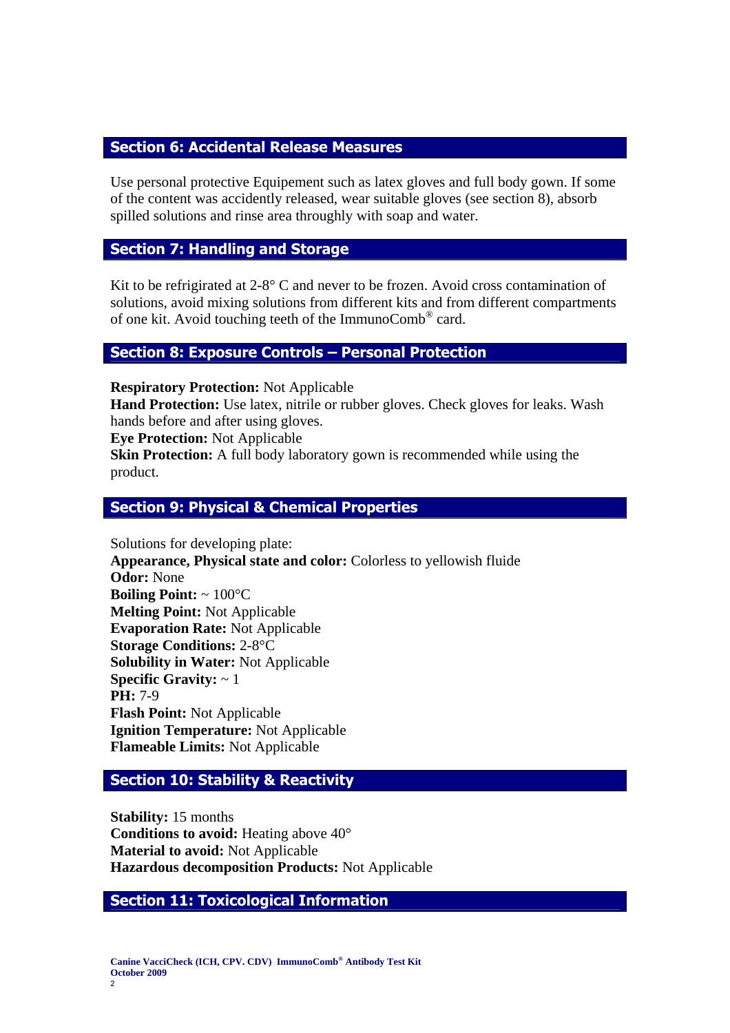## Section 6: Accidental Release Measures

Use personal protective Equipement such as latex gloves and full body gown. If some of the content was accidently released, wear suitable gloves (see section 8), absorb spilled solutions and rinse area throughly with soap and water.

## Section 7: Handling and Storage

Kit to be refrigirated at 2-8° C and never to be frozen. Avoid cross contamination of solutions, avoid mixing solutions from different kits and from different compartments of one kit. Avoid touching teeth of the ImmunoComb® card.

## Section 8: Exposure Controls – Personal Protection

**Respiratory Protection:** Not Applicable
**Hand Protection:** Use latex, nitrile or rubber gloves. Check gloves for leaks. Wash hands before and after using gloves.
**Eye Protection:** Not Applicable
**Skin Protection:** A full body laboratory gown is recommended while using the product.

## Section 9: Physical & Chemical Properties

Solutions for developing plate:
**Appearance, Physical state and color:** Colorless to yellowish fluide
**Odor:** None
**Boiling Point:** ~ 100°C
**Melting Point:** Not Applicable
**Evaporation Rate:** Not Applicable
**Storage Conditions:** 2-8°C
**Solubility in Water:** Not Applicable
**Specific Gravity:** ~ 1
**PH:** 7-9
**Flash Point:** Not Applicable
**Ignition Temperature:** Not Applicable
**Flameable Limits:** Not Applicable

## Section 10: Stability & Reactivity

**Stability:** 15 months
**Conditions to avoid:** Heating above 40°
**Material to avoid:** Not Applicable
**Hazardous decomposition Products:** Not Applicable

## Section 11: Toxicological Information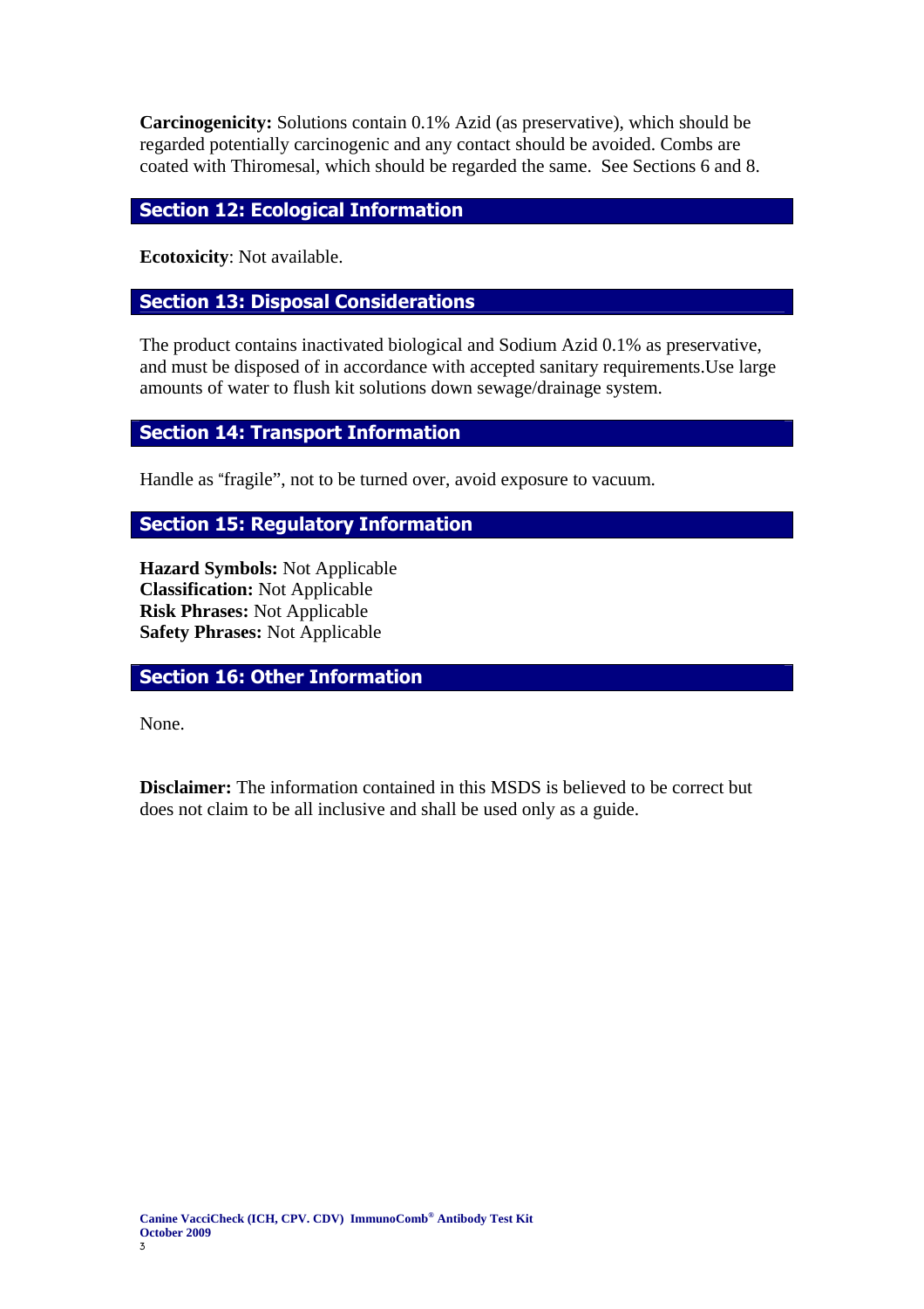**Carcinogenicity:** Solutions contain 0.1% Azid (as preservative), which should be regarded potentially carcinogenic and any contact should be avoided. Combs are coated with Thiromesal, which should be regarded the same.  See Sections 6 and 8.

## Section 12: Ecological Information

**Ecotoxicity**: Not available.

## Section 13: Disposal Considerations

The product contains inactivated biological and Sodium Azid 0.1% as preservative, and must be disposed of in accordance with accepted sanitary requirements.Use large amounts of water to flush kit solutions down sewage/drainage system.

## Section 14: Transport Information

Handle as "fragile", not to be turned over, avoid exposure to vacuum.

## Section 15: Regulatory Information

**Hazard Symbols:** Not Applicable
**Classification:** Not Applicable
**Risk Phrases:** Not Applicable
**Safety Phrases:** Not Applicable

## Section 16: Other Information

None.

**Disclaimer:** The information contained in this MSDS is believed to be correct but does not claim to be all inclusive and shall be used only as a guide.